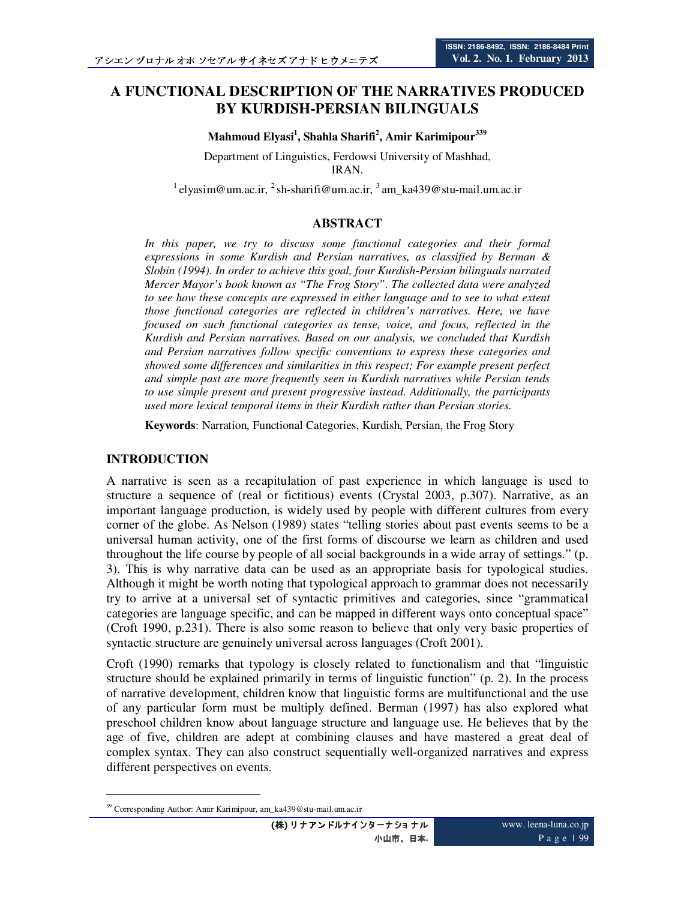# A FUNCTIONAL DESCRIPTION OF THE NARRATIVES PRODUCED BY KURDISH-PERSIAN BILINGUALS

**Mahmoud Elyasi[1], Shahla Sharifi[2], Amir Karimipour[3][39]**

Department of Linguistics, Ferdowsi University of Mashhad,
IRAN.

[1] elyasim@um.ac.ir, [2] sh-sharifi@um.ac.ir, [3] am_ka439@stu-mail.um.ac.ir

## ABSTRACT

*In this paper, we try to discuss some functional categories and their formal expressions in some Kurdish and Persian narratives, as classified by Berman & Slobin (1994). In order to achieve this goal, four Kurdish-Persian bilinguals narrated Mercer Mayor's book known as "The Frog Story". The collected data were analyzed to see how these concepts are expressed in either language and to see to what extent those functional categories are reflected in children's narratives. Here, we have focused on such functional categories as tense, voice, and focus, reflected in the Kurdish and Persian narratives. Based on our analysis, we concluded that Kurdish and Persian narratives follow specific conventions to express these categories and showed some differences and similarities in this respect; For example present perfect and simple past are more frequently seen in Kurdish narratives while Persian tends to use simple present and present progressive instead. Additionally, the participants used more lexical temporal items in their Kurdish rather than Persian stories.*

**Keywords**: Narration, Functional Categories, Kurdish, Persian, the Frog Story

## INTRODUCTION

A narrative is seen as a recapitulation of past experience in which language is used to structure a sequence of (real or fictitious) events (Crystal 2003, p.307). Narrative, as an important language production, is widely used by people with different cultures from every corner of the globe. As Nelson (1989) states "telling stories about past events seems to be a universal human activity, one of the first forms of discourse we learn as children and used throughout the life course by people of all social backgrounds in a wide array of settings." (p. 3). This is why narrative data can be used as an appropriate basis for typological studies. Although it might be worth noting that typological approach to grammar does not necessarily try to arrive at a universal set of syntactic primitives and categories, since "grammatical categories are language specific, and can be mapped in different ways onto conceptual space" (Croft 1990, p.231). There is also some reason to believe that only very basic properties of syntactic structure are genuinely universal across languages (Croft 2001).

Croft (1990) remarks that typology is closely related to functionalism and that "linguistic structure should be explained primarily in terms of linguistic function" (p. 2). In the process of narrative development, children know that linguistic forms are multifunctional and the use of any particular form must be multiply defined. Berman (1997) has also explored what preschool children know about language structure and language use. He believes that by the age of five, children are adept at combining clauses and have mastered a great deal of complex syntax. They can also construct sequentially well-organized narratives and express different perspectives on events.

---

[39] Corresponding Author: Amir Karimipour, am_ka439@stu-mail.um.ac.ir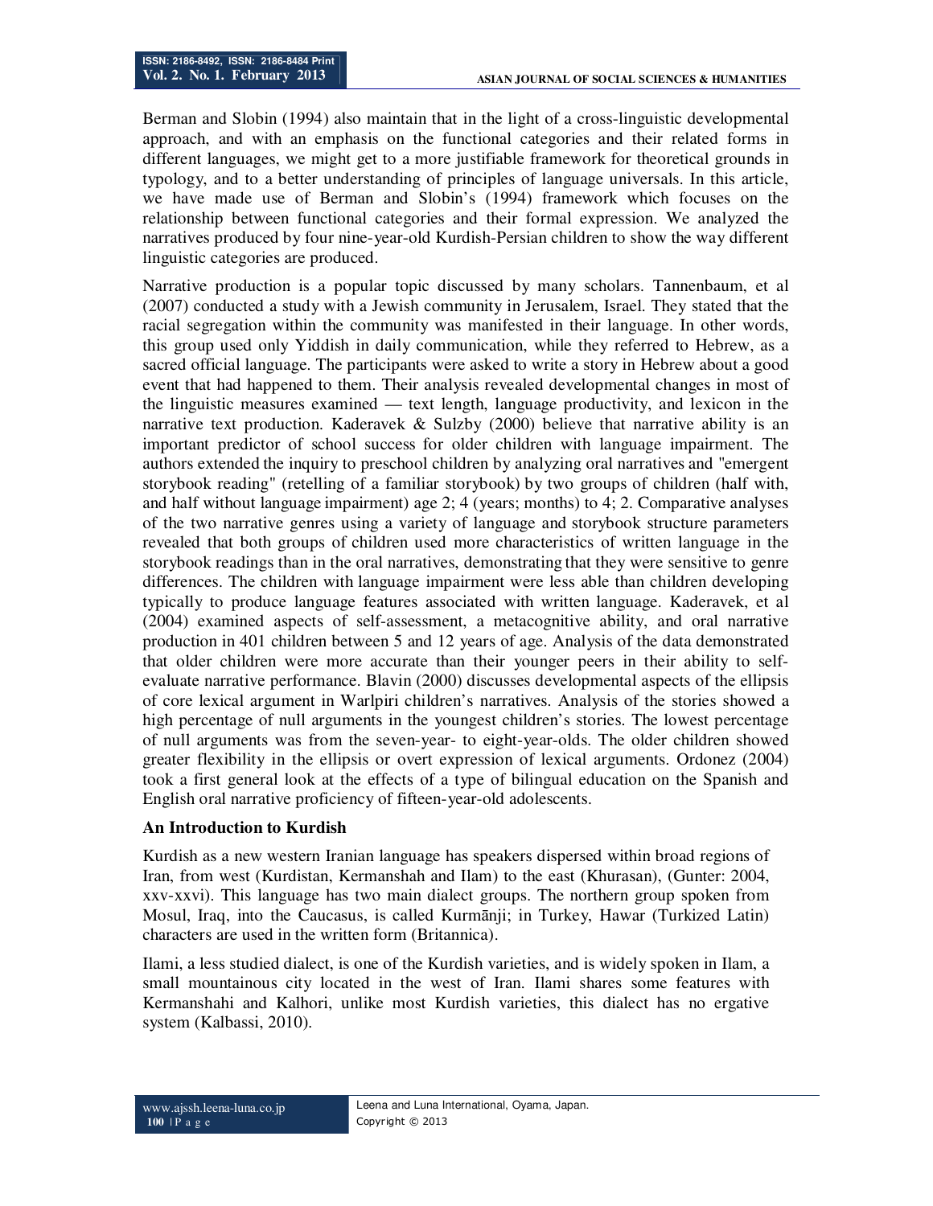Berman and Slobin (1994) also maintain that in the light of a cross-linguistic developmental approach, and with an emphasis on the functional categories and their related forms in different languages, we might get to a more justifiable framework for theoretical grounds in typology, and to a better understanding of principles of language universals. In this article, we have made use of Berman and Slobin's (1994) framework which focuses on the relationship between functional categories and their formal expression. We analyzed the narratives produced by four nine-year-old Kurdish-Persian children to show the way different linguistic categories are produced.

Narrative production is a popular topic discussed by many scholars. Tannenbaum, et al (2007) conducted a study with a Jewish community in Jerusalem, Israel. They stated that the racial segregation within the community was manifested in their language. In other words, this group used only Yiddish in daily communication, while they referred to Hebrew, as a sacred official language. The participants were asked to write a story in Hebrew about a good event that had happened to them. Their analysis revealed developmental changes in most of the linguistic measures examined — text length, language productivity, and lexicon in the narrative text production. Kaderavek & Sulzby (2000) believe that narrative ability is an important predictor of school success for older children with language impairment. The authors extended the inquiry to preschool children by analyzing oral narratives and "emergent storybook reading" (retelling of a familiar storybook) by two groups of children (half with, and half without language impairment) age 2; 4 (years; months) to 4; 2. Comparative analyses of the two narrative genres using a variety of language and storybook structure parameters revealed that both groups of children used more characteristics of written language in the storybook readings than in the oral narratives, demonstrating that they were sensitive to genre differences. The children with language impairment were less able than children developing typically to produce language features associated with written language. Kaderavek, et al (2004) examined aspects of self-assessment, a metacognitive ability, and oral narrative production in 401 children between 5 and 12 years of age. Analysis of the data demonstrated that older children were more accurate than their younger peers in their ability to self-evaluate narrative performance. Blavin (2000) discusses developmental aspects of the ellipsis of core lexical argument in Warlpiri children's narratives. Analysis of the stories showed a high percentage of null arguments in the youngest children's stories. The lowest percentage of null arguments was from the seven-year- to eight-year-olds. The older children showed greater flexibility in the ellipsis or overt expression of lexical arguments. Ordonez (2004) took a first general look at the effects of a type of bilingual education on the Spanish and English oral narrative proficiency of fifteen-year-old adolescents.

## An Introduction to Kurdish

Kurdish as a new western Iranian language has speakers dispersed within broad regions of Iran, from west (Kurdistan, Kermanshah and Ilam) to the east (Khurasan), (Gunter: 2004, xxv-xxvi). This language has two main dialect groups. The northern group spoken from Mosul, Iraq, into the Caucasus, is called Kurmānji; in Turkey, Hawar (Turkized Latin) characters are used in the written form (Britannica).

Ilami, a less studied dialect, is one of the Kurdish varieties, and is widely spoken in Ilam, a small mountainous city located in the west of Iran. Ilami shares some features with Kermanshahi and Kalhori, unlike most Kurdish varieties, this dialect has no ergative system (Kalbassi, 2010).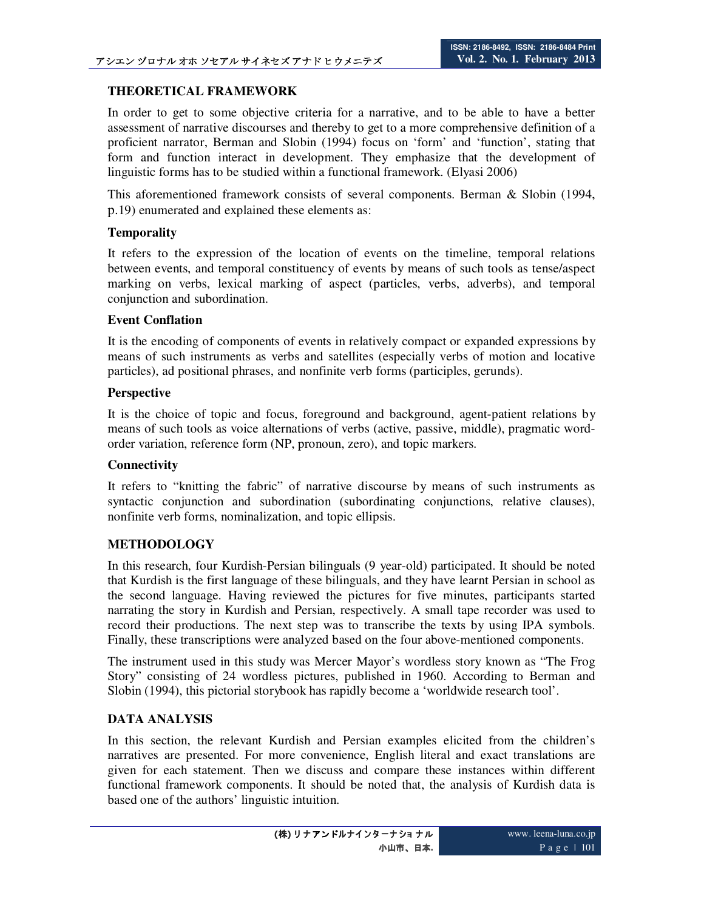## THEORETICAL FRAMEWORK

In order to get to some objective criteria for a narrative, and to be able to have a better assessment of narrative discourses and thereby to get to a more comprehensive definition of a proficient narrator, Berman and Slobin (1994) focus on 'form' and 'function', stating that form and function interact in development. They emphasize that the development of linguistic forms has to be studied within a functional framework. (Elyasi 2006)

This aforementioned framework consists of several components. Berman & Slobin (1994, p.19) enumerated and explained these elements as:

### Temporality

It refers to the expression of the location of events on the timeline, temporal relations between events, and temporal constituency of events by means of such tools as tense/aspect marking on verbs, lexical marking of aspect (particles, verbs, adverbs), and temporal conjunction and subordination.

### Event Conflation

It is the encoding of components of events in relatively compact or expanded expressions by means of such instruments as verbs and satellites (especially verbs of motion and locative particles), ad positional phrases, and nonfinite verb forms (participles, gerunds).

### Perspective

It is the choice of topic and focus, foreground and background, agent-patient relations by means of such tools as voice alternations of verbs (active, passive, middle), pragmatic word-order variation, reference form (NP, pronoun, zero), and topic markers.

### Connectivity

It refers to "knitting the fabric" of narrative discourse by means of such instruments as syntactic conjunction and subordination (subordinating conjunctions, relative clauses), nonfinite verb forms, nominalization, and topic ellipsis.

## METHODOLOGY

In this research, four Kurdish-Persian bilinguals (9 year-old) participated. It should be noted that Kurdish is the first language of these bilinguals, and they have learnt Persian in school as the second language. Having reviewed the pictures for five minutes, participants started narrating the story in Kurdish and Persian, respectively. A small tape recorder was used to record their productions. The next step was to transcribe the texts by using IPA symbols. Finally, these transcriptions were analyzed based on the four above-mentioned components.

The instrument used in this study was Mercer Mayor's wordless story known as "The Frog Story" consisting of 24 wordless pictures, published in 1960. According to Berman and Slobin (1994), this pictorial storybook has rapidly become a 'worldwide research tool'.

## DATA ANALYSIS

In this section, the relevant Kurdish and Persian examples elicited from the children's narratives are presented. For more convenience, English literal and exact translations are given for each statement. Then we discuss and compare these instances within different functional framework components. It should be noted that, the analysis of Kurdish data is based one of the authors' linguistic intuition.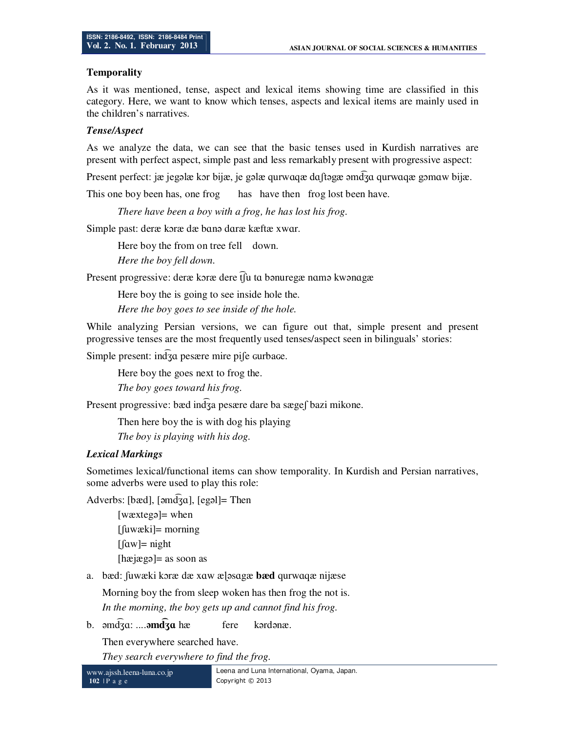### Temporality

As it was mentioned, tense, aspect and lexical items showing time are classified in this category. Here, we want to know which tenses, aspects and lexical items are mainly used in the children's narratives.

#### *Tense/Aspect*

As we analyze the data, we can see that the basic tenses used in Kurdish narratives are present with perfect aspect, simple past and less remarkably present with progressive aspect:

Present perfect: jæ jegəlæ kɔr bijæ, je gəlæ qurwɑqæ dɑʃtəgæ əmd͡ʒɑ qurwɑqæ gɔmɑw bijæ.

This one boy been has, one frog has have then frog lost been have.

*There have been a boy with a frog, he has lost his frog.*

Simple past: deræ kɔræ dæ bɑnə dɑræ kæftæ xwɑr.

Here boy the from on tree fell down.

*Here the boy fell down.*

Present progressive: deræ kɔræ dere t͡ʃu tɑ bənuregæ nɑmə kwənɑgæ

Here boy the is going to see inside hole the.

*Here the boy goes to see inside of the hole.*

While analyzing Persian versions, we can figure out that, simple present and present progressive tenses are the most frequently used tenses/aspect seen in bilinguals' stories:

Simple present: ind͡ʒɑ pesære mire piʃe ɢurbaɢe.

Here boy the goes next to frog the.

*The boy goes toward his frog.*

Present progressive: bæd ind͡ʒa pesære dare ba sægeʃ bazi mikone.

Then here boy the is with dog his playing

*The boy is playing with his dog.*

#### *Lexical Markings*

Sometimes lexical/functional items can show temporality. In Kurdish and Persian narratives, some adverbs were used to play this role:

Adverbs: [bæd], [əmd͡ʒɑ], [egəl]= Then

[wæxtegə]= when

[ʃuwæki]= morning

[ʃɑw]= night

[hæjægə]= as soon as

a. bæd: ʃuwæki kɔræ dæ xɑw æɭəsɑgæ **bæd** qurwɑqæ nijæse

Morning boy the from sleep woken has then frog the not is.

*In the morning, the boy gets up and cannot find his frog.*

b. əmd͡ʒɑ: ....**əmd͡ʒɑ** hæ fere kərdənæ.

Then everywhere searched have.

*They search everywhere to find the frog.*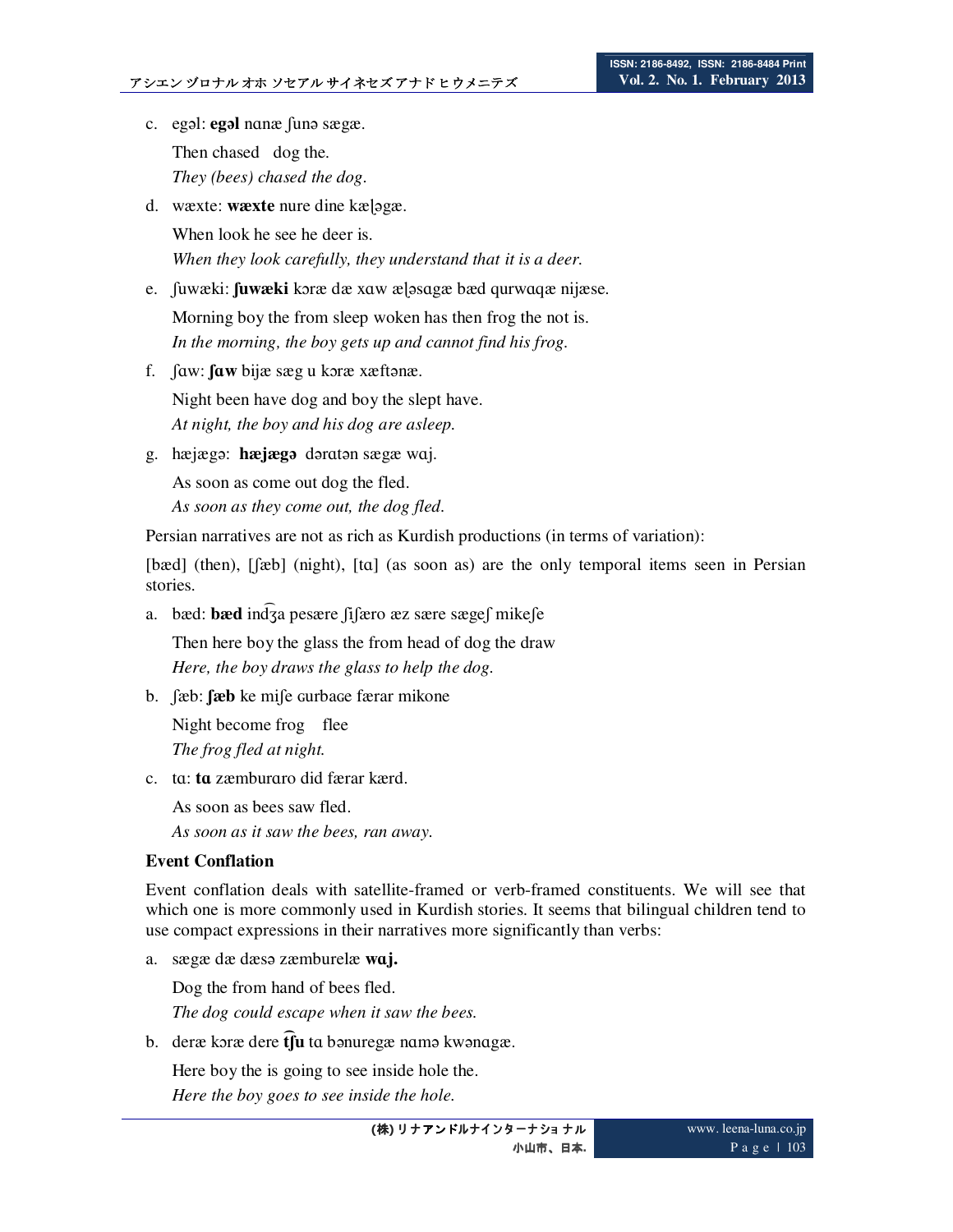c. egəl: **egəl** nɑnæ ʃunə sægæ.

   Then chased dog the.

   *They (bees) chased the dog.*

d. wæxte: **wæxte** nure dine kæɭəgæ.

   When look he see he deer is.

   *When they look carefully, they understand that it is a deer.*

e. ʃuwæki: **ʃuwæki** kɔræ dæ xɑw æɭəsɑgæ bæd qurwɑqæ nijæse.

   Morning boy the from sleep woken has then frog the not is.

   *In the morning, the boy gets up and cannot find his frog.*

f. ʃɑw: **ʃɑw** bijæ sæg u kɔræ xæftənæ.

   Night been have dog and boy the slept have.

   *At night, the boy and his dog are asleep.*

g. hæjægə: **hæjægə** dərɑtən sægæ wɑj.

   As soon as come out dog the fled.

   *As soon as they come out, the dog fled.*

Persian narratives are not as rich as Kurdish productions (in terms of variation):

[bæd] (then), [ʃæb] (night), [tɑ] (as soon as) are the only temporal items seen in Persian stories.

a. bæd: **bæd** ind͡ʒa pesære ʃiʃæro æz sære sægeʃ mikeʃe

   Then here boy the glass the from head of dog the draw

   *Here, the boy draws the glass to help the dog.*

b. ʃæb: **ʃæb** ke miʃe ɢurbaɢe færar mikone

   Night become frog flee

   *The frog fled at night.*

c. tɑ: **tɑ** zæmburɑro did færar kærd.

   As soon as bees saw fled.

   *As soon as it saw the bees, ran away.*

**Event Conflation**

Event conflation deals with satellite-framed or verb-framed constituents. We will see that which one is more commonly used in Kurdish stories. It seems that bilingual children tend to use compact expressions in their narratives more significantly than verbs:

a. sægæ dæ dæsə zæmburelæ **wɑj.**

   Dog the from hand of bees fled.

   *The dog could escape when it saw the bees.*

b. deræ kɔræ dere **t͡ʃu** tɑ bənuregæ nɑmə kwənɑgæ.

   Here boy the is going to see inside hole the.

   *Here the boy goes to see inside the hole.*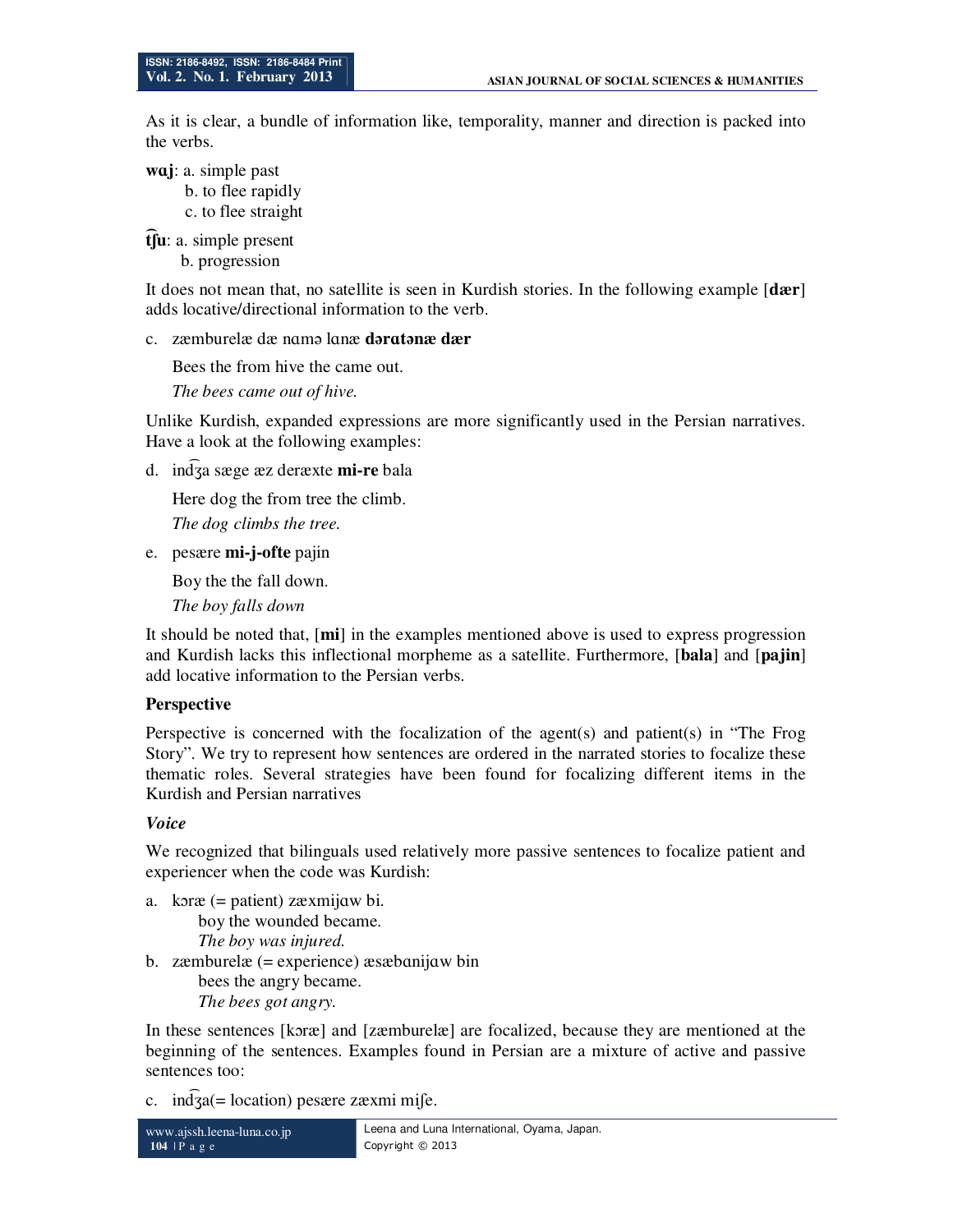As it is clear, a bundle of information like, temporality, manner and direction is packed into the verbs.

**wɑj**: a. simple past
b. to flee rapidly
c. to flee straight

**t͡ʃu**: a. simple present
b. progression

It does not mean that, no satellite is seen in Kurdish stories. In the following example [**dær**] adds locative/directional information to the verb.

c. zæmburelæ dæ nɑmə lɑnæ **dərɑtənæ dær**

Bees the from hive the came out.

*The bees came out of hive.*

Unlike Kurdish, expanded expressions are more significantly used in the Persian narratives. Have a look at the following examples:

d. ind͡ʒa sæge æz deræxte **mi-re** bala

Here dog the from tree the climb.

*The dog climbs the tree.*

e. pesære **mi-j-ofte** pajin

Boy the the fall down.

*The boy falls down*

It should be noted that, [**mi**] in the examples mentioned above is used to express progression and Kurdish lacks this inflectional morpheme as a satellite. Furthermore, [**bala**] and [**pajin**] add locative information to the Persian verbs.

**Perspective**

Perspective is concerned with the focalization of the agent(s) and patient(s) in "The Frog Story". We try to represent how sentences are ordered in the narrated stories to focalize these thematic roles. Several strategies have been found for focalizing different items in the Kurdish and Persian narratives

***Voice***

We recognized that bilinguals used relatively more passive sentences to focalize patient and experiencer when the code was Kurdish:

a. kɔræ (= patient) zæxmijɑw bi.
boy the wounded became.
*The boy was injured.*

b. zæmburelæ (= experience) æsæbɑnijɑw bin
bees the angry became.
*The bees got angry.*

In these sentences [kɔræ] and [zæmburelæ] are focalized, because they are mentioned at the beginning of the sentences. Examples found in Persian are a mixture of active and passive sentences too:

c. ind͡ʒa(= location) pesære zæxmi miʃe.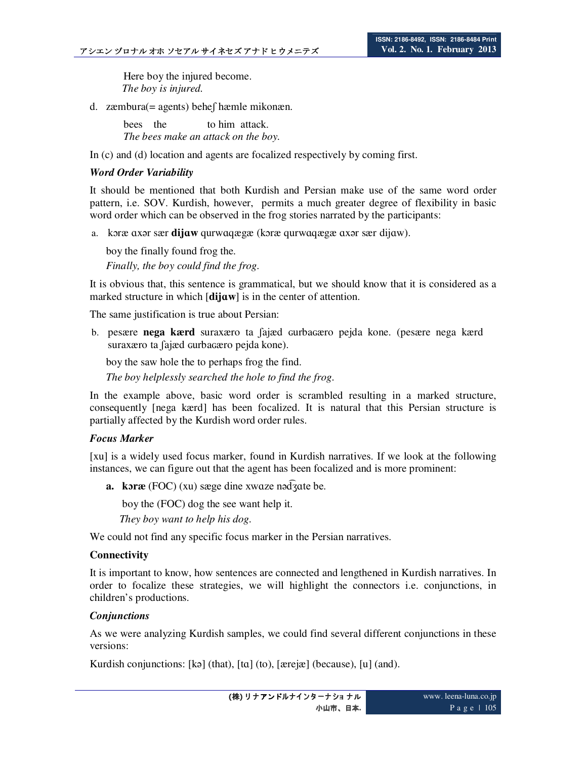Here boy the injured become.
*The boy is injured.*

d. zæmbura(= agents) beheʃ hæmle mikonæn.

bees the to him attack.
*The bees make an attack on the boy.*

In (c) and (d) location and agents are focalized respectively by coming first.

***Word Order Variability***

It should be mentioned that both Kurdish and Persian make use of the same word order pattern, i.e. SOV. Kurdish, however, permits a much greater degree of flexibility in basic word order which can be observed in the frog stories narrated by the participants:

a. kɔræ ɑxər sær **dijɑw** qurwɑqægæ (kɔræ qurwɑqægæ ɑxər sær dijɑw).

boy the finally found frog the.
*Finally, the boy could find the frog.*

It is obvious that, this sentence is grammatical, but we should know that it is considered as a marked structure in which [**dijɑw**] is in the center of attention.

The same justification is true about Persian:

b. pesære **nega kærd** suraxæro ta ʃajæd ɢurbaɢæro pejda kone. (pesære nega kærd suraxæro ta ʃajæd ɢurbaɢæro pejda kone).

boy the saw hole the to perhaps frog the find.
*The boy helplessly searched the hole to find the frog.*

In the example above, basic word order is scrambled resulting in a marked structure, consequently [nega kærd] has been focalized. It is natural that this Persian structure is partially affected by the Kurdish word order rules.

***Focus Marker***

[xu] is a widely used focus marker, found in Kurdish narratives. If we look at the following instances, we can figure out that the agent has been focalized and is more prominent:

**a. kɔræ** (FOC) (xu) sæge dine xwɑze nəd͡ʒɑte be.

boy the (FOC) dog the see want help it.
*They boy want to help his dog.*

We could not find any specific focus marker in the Persian narratives.

**Connectivity**

It is important to know, how sentences are connected and lengthened in Kurdish narratives. In order to focalize these strategies, we will highlight the connectors i.e. conjunctions, in children's productions.

***Conjunctions***

As we were analyzing Kurdish samples, we could find several different conjunctions in these versions:

Kurdish conjunctions: [kə] (that), [tɑ] (to), [ærejæ] (because), [u] (and).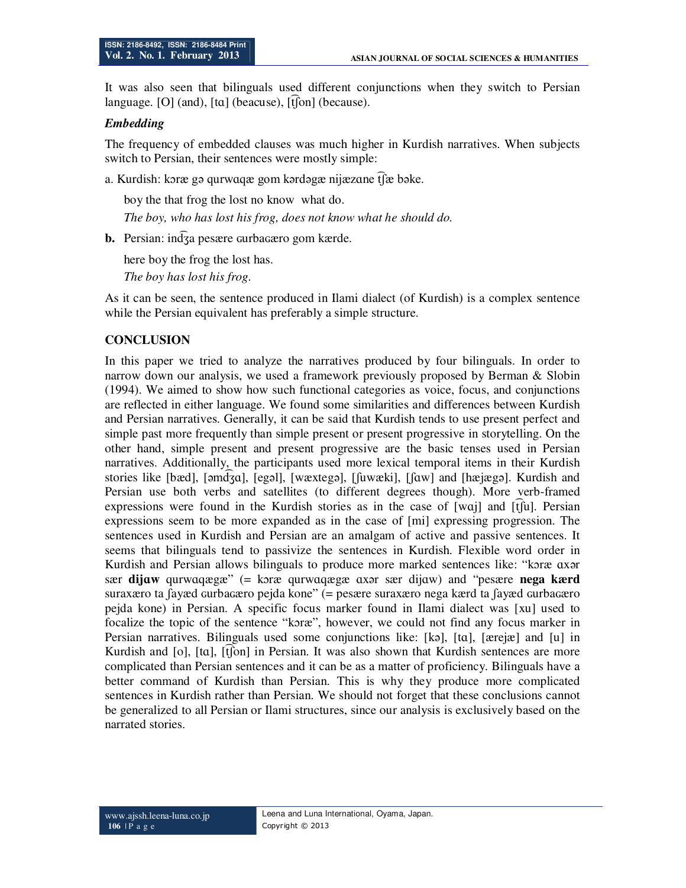It was also seen that bilinguals used different conjunctions when they switch to Persian language. [O] (and), [tɑ] (beacuse), [t͡ʃon] (because).

***Embedding***

The frequency of embedded clauses was much higher in Kurdish narratives. When subjects switch to Persian, their sentences were mostly simple:

a. Kurdish: kɔræ gə qurwɑqæ gom kərdəgæ nijæzɑne t͡ʃæ bəke.

boy the that frog the lost no know what do.

*The boy, who has lost his frog, does not know what he should do.*

**b.** Persian: ind͡ʒa pesære ɢurbaɢæro gom kærde.

here boy the frog the lost has.

*The boy has lost his frog.*

As it can be seen, the sentence produced in Ilami dialect (of Kurdish) is a complex sentence while the Persian equivalent has preferably a simple structure.

## CONCLUSION

In this paper we tried to analyze the narratives produced by four bilinguals. In order to narrow down our analysis, we used a framework previously proposed by Berman & Slobin (1994). We aimed to show how such functional categories as voice, focus, and conjunctions are reflected in either language. We found some similarities and differences between Kurdish and Persian narratives. Generally, it can be said that Kurdish tends to use present perfect and simple past more frequently than simple present or present progressive in storytelling. On the other hand, simple present and present progressive are the basic tenses used in Persian narratives. Additionally, the participants used more lexical temporal items in their Kurdish stories like [bæd], [əmd͡ʒɑ], [egəl], [wæxtegə], [ʃuwæki], [ʃɑw] and [hæjægə]. Kurdish and Persian use both verbs and satellites (to different degrees though). More verb-framed expressions were found in the Kurdish stories as in the case of [wɑj] and [t͡ʃu]. Persian expressions seem to be more expanded as in the case of [mi] expressing progression. The sentences used in Kurdish and Persian are an amalgam of active and passive sentences. It seems that bilinguals tend to passivize the sentences in Kurdish. Flexible word order in Kurdish and Persian allows bilinguals to produce more marked sentences like: "kɔræ ɑxər sær **dijɑw** qurwɑqægæ" (= kɔræ qurwɑqægæ ɑxər sær dijɑw) and "pesære **nega kærd** suraxæro ta ʃayæd ɢurbaɢæro pejda kone" (= pesære suraxæro nega kærd ta ʃayæd ɢurbaɢæro pejda kone) in Persian. A specific focus marker found in Ilami dialect was [xu] used to focalize the topic of the sentence "kɔræ", however, we could not find any focus marker in Persian narratives. Bilinguals used some conjunctions like: [kə], [tɑ], [ærejæ] and [u] in Kurdish and [o], [tɑ], [t͡ʃon] in Persian. It was also shown that Kurdish sentences are more complicated than Persian sentences and it can be as a matter of proficiency. Bilinguals have a better command of Kurdish than Persian. This is why they produce more complicated sentences in Kurdish rather than Persian. We should not forget that these conclusions cannot be generalized to all Persian or Ilami structures, since our analysis is exclusively based on the narrated stories.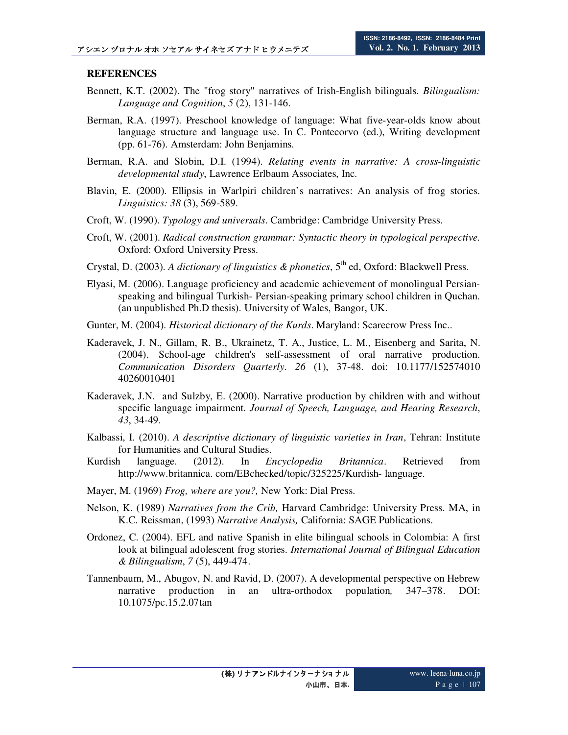## REFERENCES

Bennett, K.T. (2002). The "frog story" narratives of Irish-English bilinguals. *Bilingualism: Language and Cognition*, *5* (2), 131-146.

Berman, R.A. (1997). Preschool knowledge of language: What five-year-olds know about language structure and language use. In C. Pontecorvo (ed.), Writing development (pp. 61-76). Amsterdam: John Benjamins.

Berman, R.A. and Slobin, D.I. (1994). *Relating events in narrative: A cross-linguistic developmental study*, Lawrence Erlbaum Associates, Inc.

Blavin, E. (2000). Ellipsis in Warlpiri children's narratives: An analysis of frog stories. *Linguistics: 38* (3), 569-589.

Croft, W. (1990). *Typology and universals*. Cambridge: Cambridge University Press.

Croft, W. (2001). *Radical construction grammar: Syntactic theory in typological perspective.* Oxford: Oxford University Press.

Crystal, D. (2003). *A dictionary of linguistics & phonetics*, 5th ed, Oxford: Blackwell Press.

Elyasi, M. (2006). Language proficiency and academic achievement of monolingual Persian-speaking and bilingual Turkish- Persian-speaking primary school children in Quchan. (an unpublished Ph.D thesis). University of Wales, Bangor, UK.

Gunter, M. (2004). *Historical dictionary of the Kurds*. Maryland: Scarecrow Press Inc..

Kaderavek, J. N., Gillam, R. B., Ukrainetz, T. A., Justice, L. M., Eisenberg and Sarita, N. (2004). School-age children's self-assessment of oral narrative production. *Communication Disorders Quarterly*. *26* (1), 37-48. doi: 10.1177/152574010 40260010401

Kaderavek, J.N. and Sulzby, E. (2000). Narrative production by children with and without specific language impairment. *Journal of Speech, Language, and Hearing Research*, *43*, 34-49.

Kalbassi, I. (2010). *A descriptive dictionary of linguistic varieties in Iran*, Tehran: Institute for Humanities and Cultural Studies.

Kurdish language. (2012). In *Encyclopedia Britannica*. Retrieved from http://www.britannica. com/EBchecked/topic/325225/Kurdish- language.

Mayer, M. (1969) *Frog, where are you?,* New York: Dial Press.

Nelson, K. (1989) *Narratives from the Crib,* Harvard Cambridge: University Press. MA, in K.C. Reissman, (1993) *Narrative Analysis,* California: SAGE Publications.

Ordonez, C. (2004). EFL and native Spanish in elite bilingual schools in Colombia: A first look at bilingual adolescent frog stories. *International Journal of Bilingual Education & Bilingualism*, *7* (5), 449-474.

Tannenbaum, M., Abugov, N. and Ravid, D. (2007). A developmental perspective on Hebrew narrative production in an ultra-orthodox population*,* 347–378. DOI: 10.1075/pc.15.2.07tan